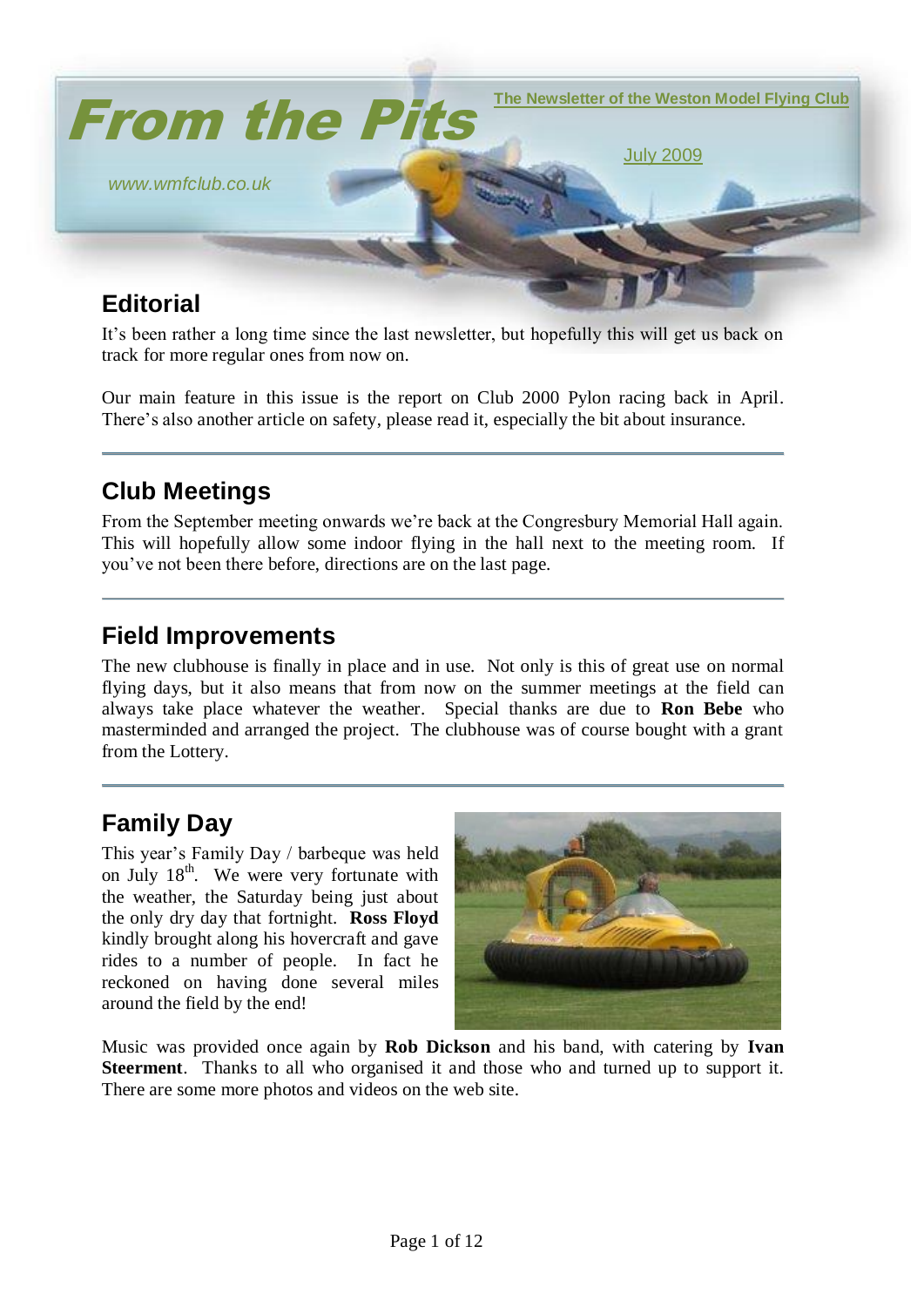# From the Pits

**The Newsletter of the Weston Model Flying Club**

July 2009

*www.wmfclub.co.uk*

## Editorial

It's been rather a long time since the last newsletter, but hopefully this will get us back on track for more regular ones from now on.

Our main feature in this issue is the report on Club 2000 Pylon racing back in April. There's also another article on safety, please read it, especially the bit about insurance.

---

## Club Meetings

From the September meeting onwards we're back at the Congresbury Memorial Hall again. This will hopefully allow some indoor flying in the hall next to the meeting room. If you've not been there before, directions are on the last page.

---

## Field Improvements

The new clubhouse is finally in place and in use. Not only is this of great use on normal flying days, but it also means that from now on the summer meetings at the field can always take place whatever the weather. Special thanks are due to **Ron Bebe** who masterminded and arranged the project. The clubhouse was of course bought with a grant from the Lottery.

---

## Family Day

This year's Family Day / barbeque was held on July 18th. We were very fortunate with the weather, the Saturday being just about the only dry day that fortnight. **Ross Floyd** kindly brought along his hovercraft and gave rides to a number of people. In fact he reckoned on having done several miles around the field by the end!

Music was provided once again by **Rob Dickson** and his band, with catering by **Ivan Steerment**. Thanks to all who organised it and those who and turned up to support it. There are some more photos and videos on the web site.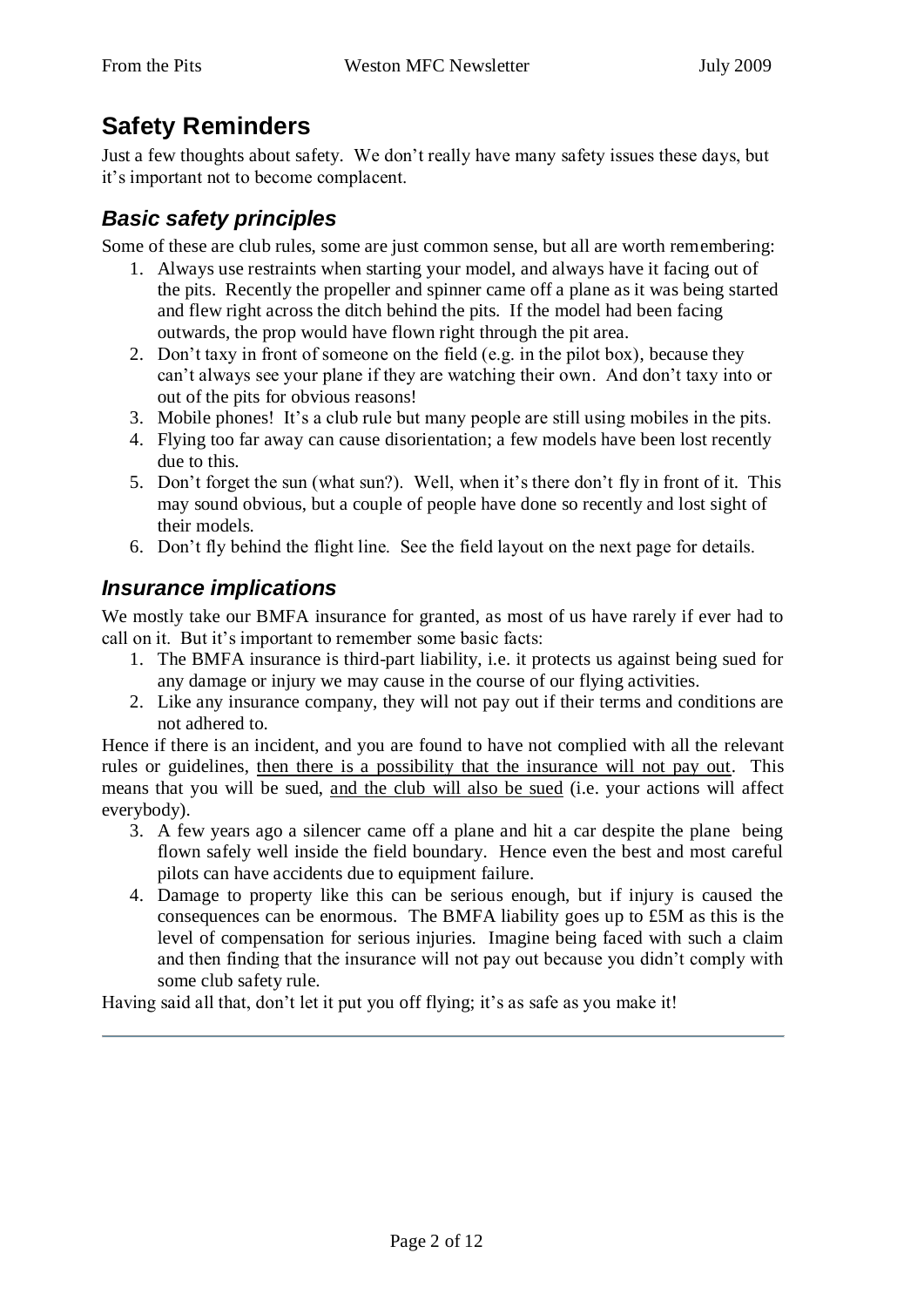# Safety Reminders

Just a few thoughts about safety. We don't really have many safety issues these days, but it's important not to become complacent.

## *Basic safety principles*

Some of these are club rules, some are just common sense, but all are worth remembering:

1. Always use restraints when starting your model, and always have it facing out of the pits. Recently the propeller and spinner came off a plane as it was being started and flew right across the ditch behind the pits. If the model had been facing outwards, the prop would have flown right through the pit area.
2. Don't taxy in front of someone on the field (e.g. in the pilot box), because they can't always see your plane if they are watching their own. And don't taxy into or out of the pits for obvious reasons!
3. Mobile phones! It's a club rule but many people are still using mobiles in the pits.
4. Flying too far away can cause disorientation; a few models have been lost recently due to this.
5. Don't forget the sun (what sun?). Well, when it's there don't fly in front of it. This may sound obvious, but a couple of people have done so recently and lost sight of their models.
6. Don't fly behind the flight line. See the field layout on the next page for details.

## *Insurance implications*

We mostly take our BMFA insurance for granted, as most of us have rarely if ever had to call on it. But it's important to remember some basic facts:

1. The BMFA insurance is third-part liability, i.e. it protects us against being sued for any damage or injury we may cause in the course of our flying activities.
2. Like any insurance company, they will not pay out if their terms and conditions are not adhered to.

Hence if there is an incident, and you are found to have not complied with all the relevant rules or guidelines, <u>then there is a possibility that the insurance will not pay out</u>. This means that you will be sued, <u>and the club will also be sued</u> (i.e. your actions will affect everybody).

3. A few years ago a silencer came off a plane and hit a car despite the plane being flown safely well inside the field boundary. Hence even the best and most careful pilots can have accidents due to equipment failure.
4. Damage to property like this can be serious enough, but if injury is caused the consequences can be enormous. The BMFA liability goes up to £5M as this is the level of compensation for serious injuries. Imagine being faced with such a claim and then finding that the insurance will not pay out because you didn't comply with some club safety rule.

Having said all that, don't let it put you off flying; it's as safe as you make it!

---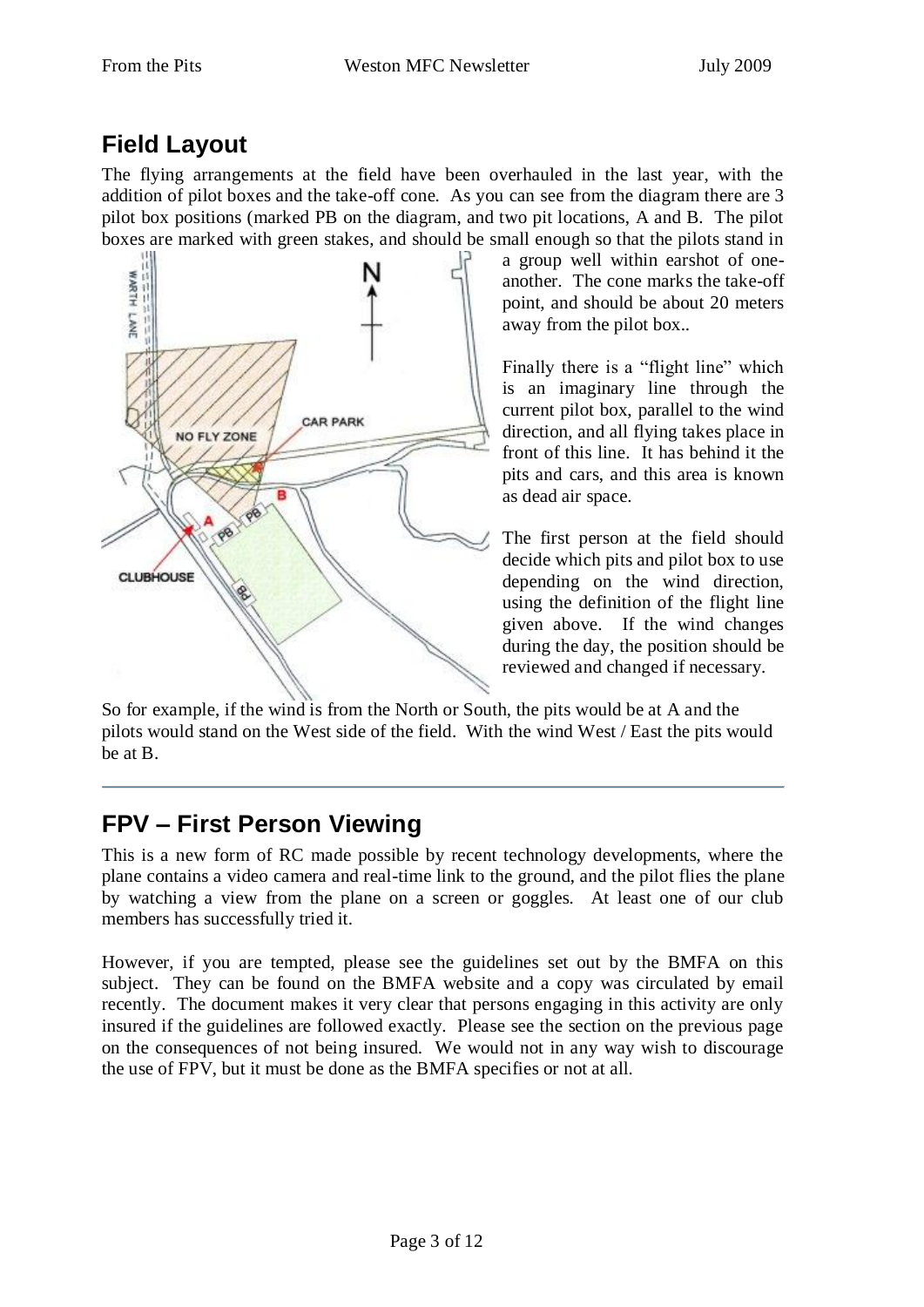## Field Layout

The flying arrangements at the field have been overhauled in the last year, with the addition of pilot boxes and the take-off cone. As you can see from the diagram there are 3 pilot box positions (marked PB on the diagram, and two pit locations, A and B. The pilot boxes are marked with green stakes, and should be small enough so that the pilots stand in a group well within earshot of one-another. The cone marks the take-off point, and should be about 20 meters away from the pilot box..

Finally there is a "flight line" which is an imaginary line through the current pilot box, parallel to the wind direction, and all flying takes place in front of this line. It has behind it the pits and cars, and this area is known as dead air space.

The first person at the field should decide which pits and pilot box to use depending on the wind direction, using the definition of the flight line given above. If the wind changes during the day, the position should be reviewed and changed if necessary.

So for example, if the wind is from the North or South, the pits would be at A and the pilots would stand on the West side of the field. With the wind West / East the pits would be at B.

---

## FPV – First Person Viewing

This is a new form of RC made possible by recent technology developments, where the plane contains a video camera and real-time link to the ground, and the pilot flies the plane by watching a view from the plane on a screen or goggles. At least one of our club members has successfully tried it.

However, if you are tempted, please see the guidelines set out by the BMFA on this subject. They can be found on the BMFA website and a copy was circulated by email recently. The document makes it very clear that persons engaging in this activity are only insured if the guidelines are followed exactly. Please see the section on the previous page on the consequences of not being insured. We would not in any way wish to discourage the use of FPV, but it must be done as the BMFA specifies or not at all.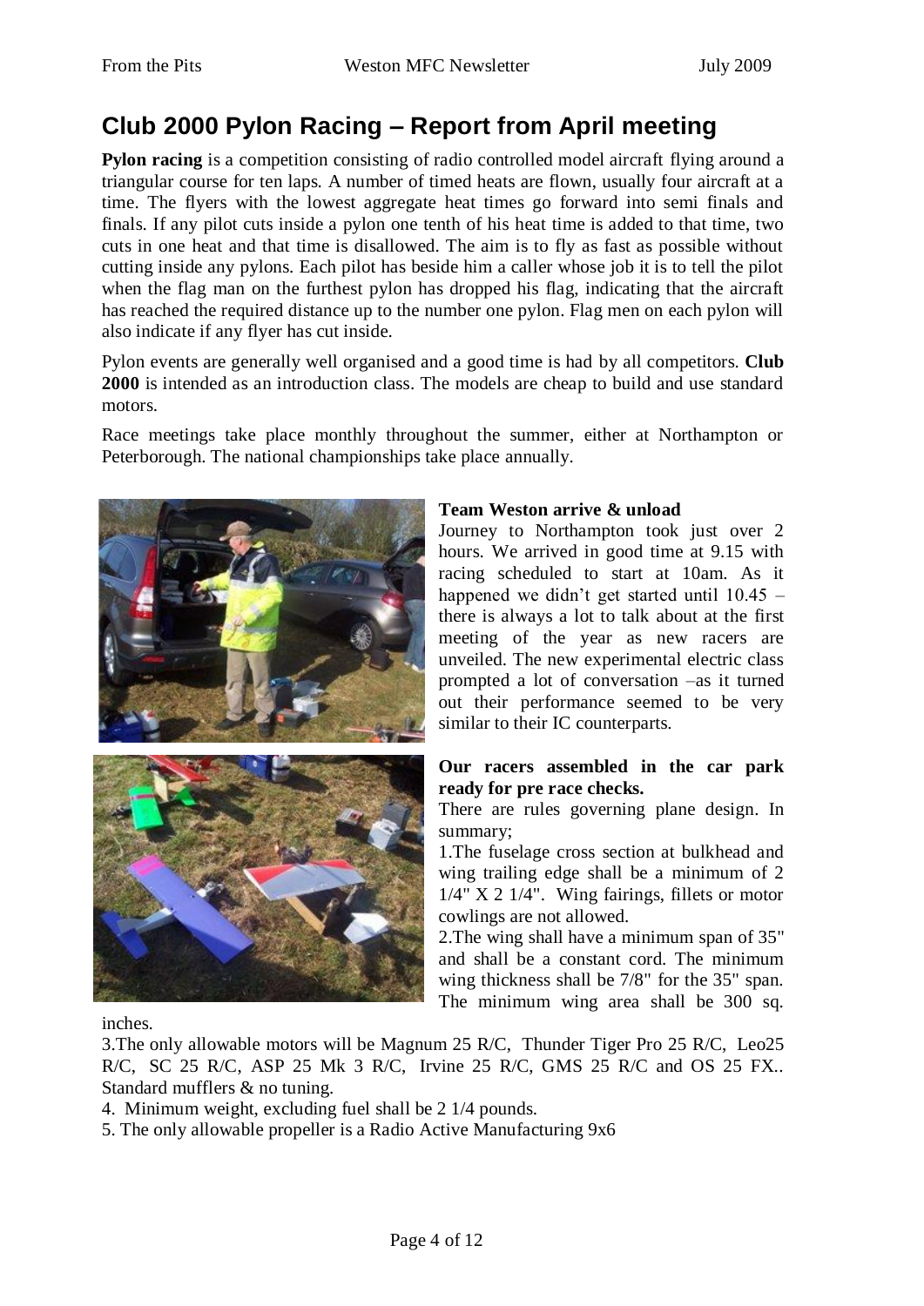## Club 2000 Pylon Racing – Report from April meeting

**Pylon racing** is a competition consisting of radio controlled model aircraft flying around a triangular course for ten laps. A number of timed heats are flown, usually four aircraft at a time. The flyers with the lowest aggregate heat times go forward into semi finals and finals. If any pilot cuts inside a pylon one tenth of his heat time is added to that time, two cuts in one heat and that time is disallowed. The aim is to fly as fast as possible without cutting inside any pylons. Each pilot has beside him a caller whose job it is to tell the pilot when the flag man on the furthest pylon has dropped his flag, indicating that the aircraft has reached the required distance up to the number one pylon. Flag men on each pylon will also indicate if any flyer has cut inside.

Pylon events are generally well organised and a good time is had by all competitors. **Club 2000** is intended as an introduction class. The models are cheap to build and use standard motors.

Race meetings take place monthly throughout the summer, either at Northampton or Peterborough. The national championships take place annually.

**Team Weston arrive & unload**

Journey to Northampton took just over 2 hours. We arrived in good time at 9.15 with racing scheduled to start at 10am. As it happened we didn't get started until 10.45 – there is always a lot to talk about at the first meeting of the year as new racers are unveiled. The new experimental electric class prompted a lot of conversation –as it turned out their performance seemed to be very similar to their IC counterparts.

**Our racers assembled in the car park ready for pre race checks.**

There are rules governing plane design. In summary;

1.The fuselage cross section at bulkhead and wing trailing edge shall be a minimum of 2 1/4" X 2 1/4". Wing fairings, fillets or motor cowlings are not allowed.

2.The wing shall have a minimum span of 35" and shall be a constant cord. The minimum wing thickness shall be 7/8" for the 35" span. The minimum wing area shall be 300 sq. inches.

3.The only allowable motors will be Magnum 25 R/C, Thunder Tiger Pro 25 R/C, Leo25 R/C, SC 25 R/C, ASP 25 Mk 3 R/C, Irvine 25 R/C, GMS 25 R/C and OS 25 FX.. Standard mufflers & no tuning.

4. Minimum weight, excluding fuel shall be 2 1/4 pounds.

5. The only allowable propeller is a Radio Active Manufacturing 9x6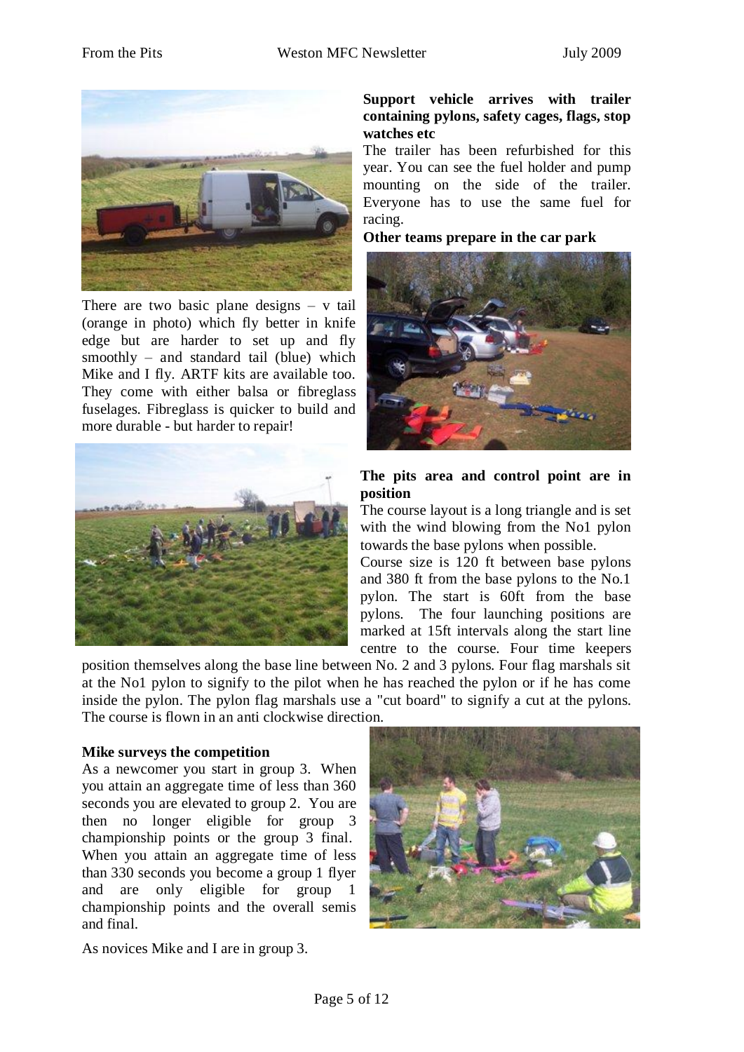There are two basic plane designs – v tail (orange in photo) which fly better in knife edge but are harder to set up and fly smoothly – and standard tail (blue) which Mike and I fly. ARTF kits are available too. They come with either balsa or fibreglass fuselages. Fibreglass is quicker to build and more durable - but harder to repair!

**Support vehicle arrives with trailer containing pylons, safety cages, flags, stop watches etc**

The trailer has been refurbished for this year. You can see the fuel holder and pump mounting on the side of the trailer. Everyone has to use the same fuel for racing.

**Other teams prepare in the car park**

**The pits area and control point are in position**

The course layout is a long triangle and is set with the wind blowing from the No1 pylon towards the base pylons when possible.

Course size is 120 ft between base pylons and 380 ft from the base pylons to the No.1 pylon. The start is 60ft from the base pylons. The four launching positions are marked at 15ft intervals along the start line centre to the course. Four time keepers position themselves along the base line between No. 2 and 3 pylons. Four flag marshals sit at the No1 pylon to signify to the pilot when he has reached the pylon or if he has come inside the pylon. The pylon flag marshals use a "cut board" to signify a cut at the pylons. The course is flown in an anti clockwise direction.

**Mike surveys the competition**

As a newcomer you start in group 3. When you attain an aggregate time of less than 360 seconds you are elevated to group 2. You are then no longer eligible for group 3 championship points or the group 3 final. When you attain an aggregate time of less than 330 seconds you become a group 1 flyer and are only eligible for group 1 championship points and the overall semis and final.

As novices Mike and I are in group 3.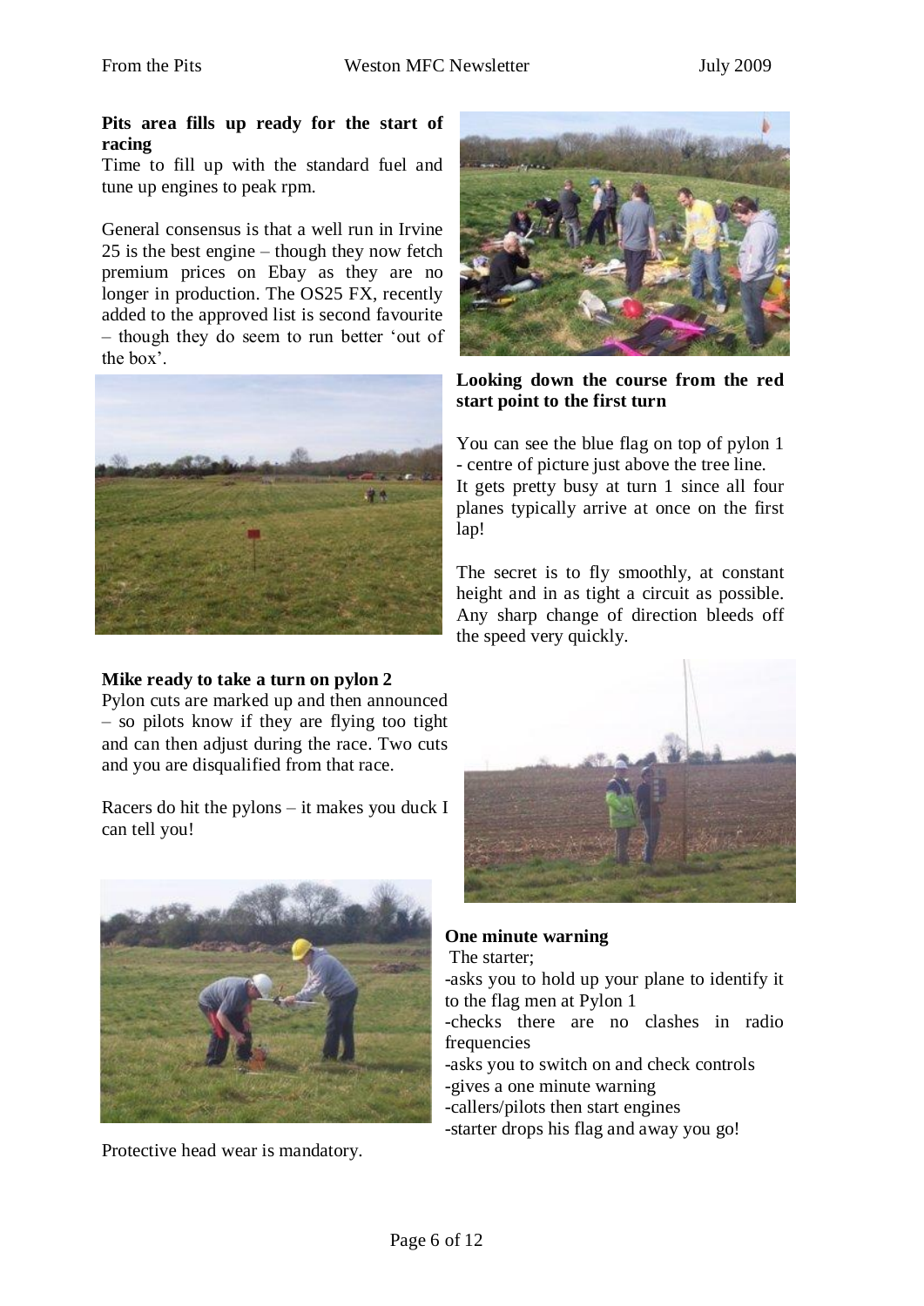**Pits area fills up ready for the start of racing**

Time to fill up with the standard fuel and tune up engines to peak rpm.

General consensus is that a well run in Irvine 25 is the best engine – though they now fetch premium prices on Ebay as they are no longer in production. The OS25 FX, recently added to the approved list is second favourite – though they do seem to run better 'out of the box'.

**Looking down the course from the red start point to the first turn**

You can see the blue flag on top of pylon 1 - centre of picture just above the tree line. It gets pretty busy at turn 1 since all four planes typically arrive at once on the first lap!

The secret is to fly smoothly, at constant height and in as tight a circuit as possible. Any sharp change of direction bleeds off the speed very quickly.

**Mike ready to take a turn on pylon 2**

Pylon cuts are marked up and then announced – so pilots know if they are flying too tight and can then adjust during the race. Two cuts and you are disqualified from that race.

Racers do hit the pylons – it makes you duck I can tell you!

**One minute warning**

The starter;

-asks you to hold up your plane to identify it to the flag men at Pylon 1
-checks there are no clashes in radio frequencies
-asks you to switch on and check controls
-gives a one minute warning
-callers/pilots then start engines
-starter drops his flag and away you go!

Protective head wear is mandatory.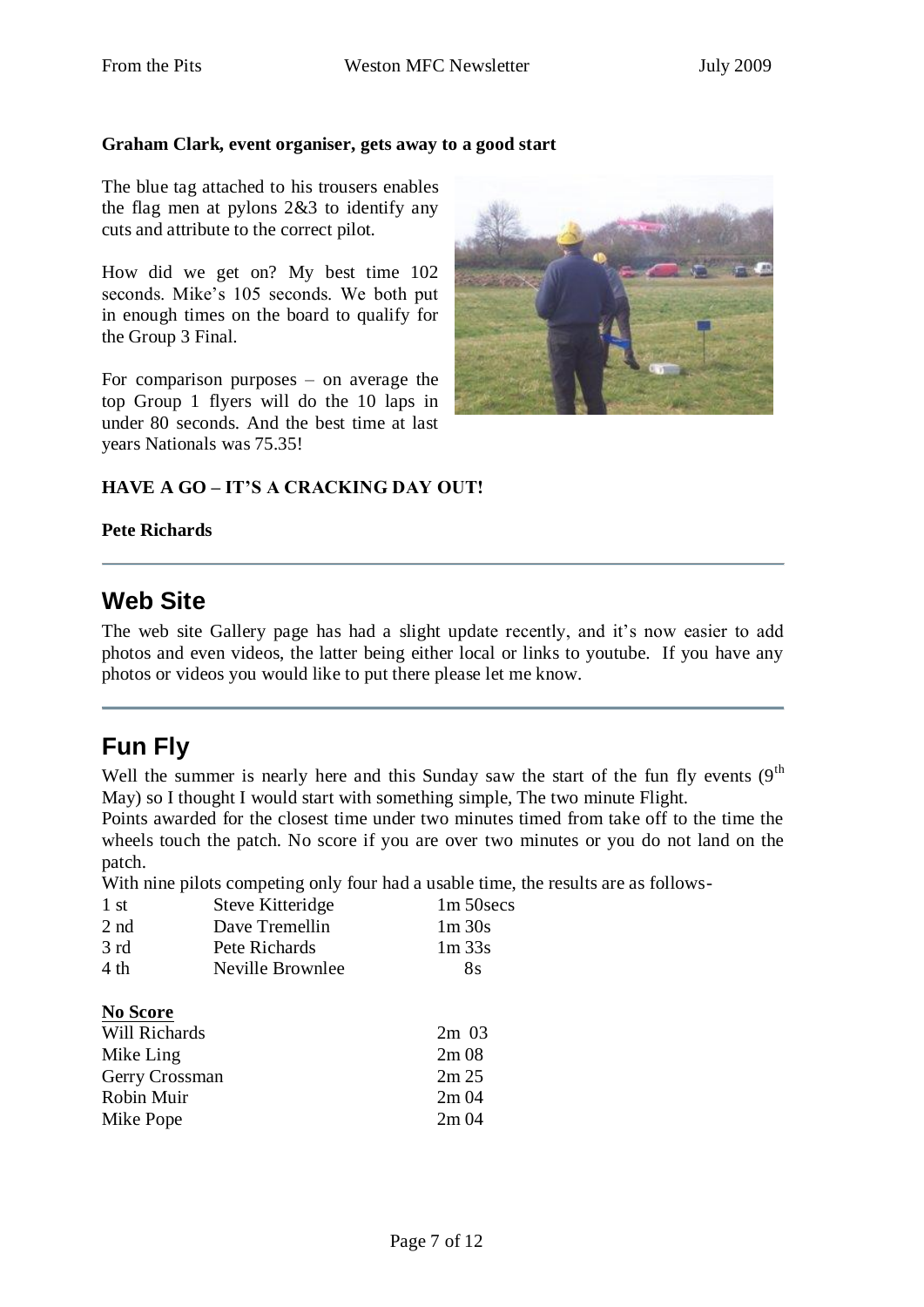**Graham Clark, event organiser, gets away to a good start**

The blue tag attached to his trousers enables the flag men at pylons 2&3 to identify any cuts and attribute to the correct pilot.

How did we get on? My best time 102 seconds. Mike's 105 seconds. We both put in enough times on the board to qualify for the Group 3 Final.

For comparison purposes – on average the top Group 1 flyers will do the 10 laps in under 80 seconds. And the best time at last years Nationals was 75.35!

**HAVE A GO – IT'S A CRACKING DAY OUT!**

**Pete Richards**

---

## Web Site

The web site Gallery page has had a slight update recently, and it's now easier to add photos and even videos, the latter being either local or links to youtube. If you have any photos or videos you would like to put there please let me know.

---

## Fun Fly

Well the summer is nearly here and this Sunday saw the start of the fun fly events (9th May) so I thought I would start with something simple, The two minute Flight.

Points awarded for the closest time under two minutes timed from take off to the time the wheels touch the patch. No score if you are over two minutes or you do not land on the patch.

With nine pilots competing only four had a usable time, the results are as follows-

| | | |
|---|---|---|
| 1 st | Steve Kitteridge | 1m 50secs |
| 2 nd | Dave Tremellin | 1m 30s |
| 3 rd | Pete Richards | 1m 33s |
| 4 th | Neville Brownlee | 8s |

**No Score**

| | |
|---|---|
| Will Richards | 2m 03 |
| Mike Ling | 2m 08 |
| Gerry Crossman | 2m 25 |
| Robin Muir | 2m 04 |
| Mike Pope | 2m 04 |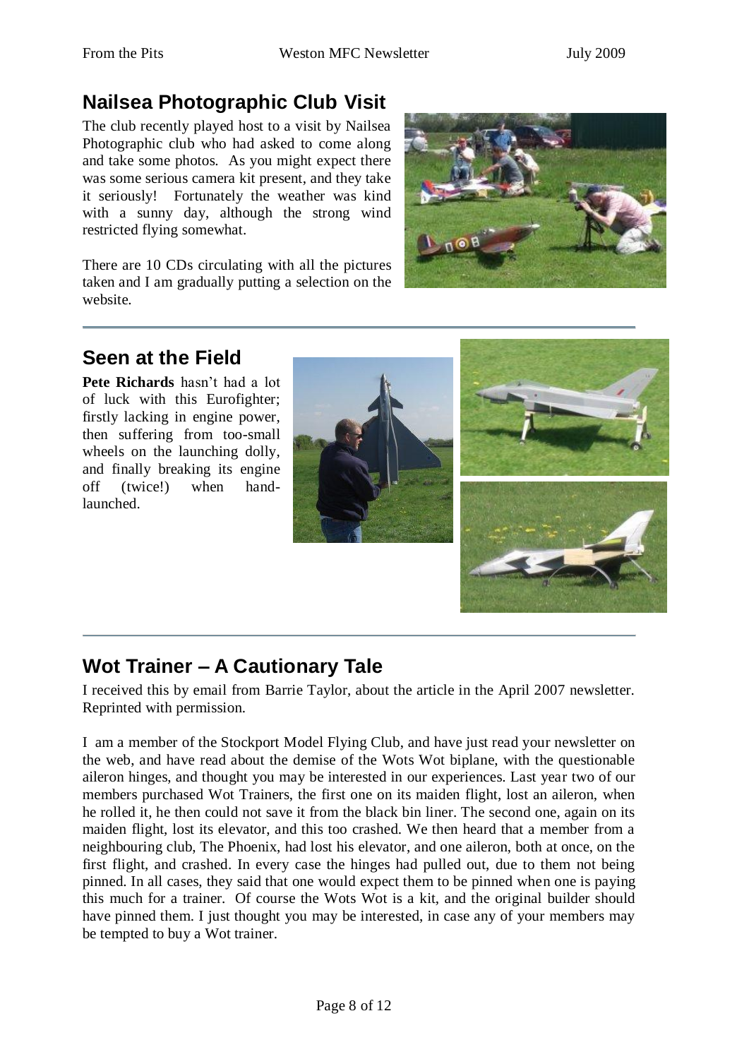## Nailsea Photographic Club Visit

The club recently played host to a visit by Nailsea Photographic club who had asked to come along and take some photos. As you might expect there was some serious camera kit present, and they take it seriously! Fortunately the weather was kind with a sunny day, although the strong wind restricted flying somewhat.

There are 10 CDs circulating with all the pictures taken and I am gradually putting a selection on the website.

## Seen at the Field

**Pete Richards** hasn't had a lot of luck with this Eurofighter; firstly lacking in engine power, then suffering from too-small wheels on the launching dolly, and finally breaking its engine off (twice!) when hand-launched.

## Wot Trainer – A Cautionary Tale

I received this by email from Barrie Taylor, about the article in the April 2007 newsletter. Reprinted with permission.

I am a member of the Stockport Model Flying Club, and have just read your newsletter on the web, and have read about the demise of the Wots Wot biplane, with the questionable aileron hinges, and thought you may be interested in our experiences. Last year two of our members purchased Wot Trainers, the first one on its maiden flight, lost an aileron, when he rolled it, he then could not save it from the black bin liner. The second one, again on its maiden flight, lost its elevator, and this too crashed. We then heard that a member from a neighbouring club, The Phoenix, had lost his elevator, and one aileron, both at once, on the first flight, and crashed. In every case the hinges had pulled out, due to them not being pinned. In all cases, they said that one would expect them to be pinned when one is paying this much for a trainer. Of course the Wots Wot is a kit, and the original builder should have pinned them. I just thought you may be interested, in case any of your members may be tempted to buy a Wot trainer.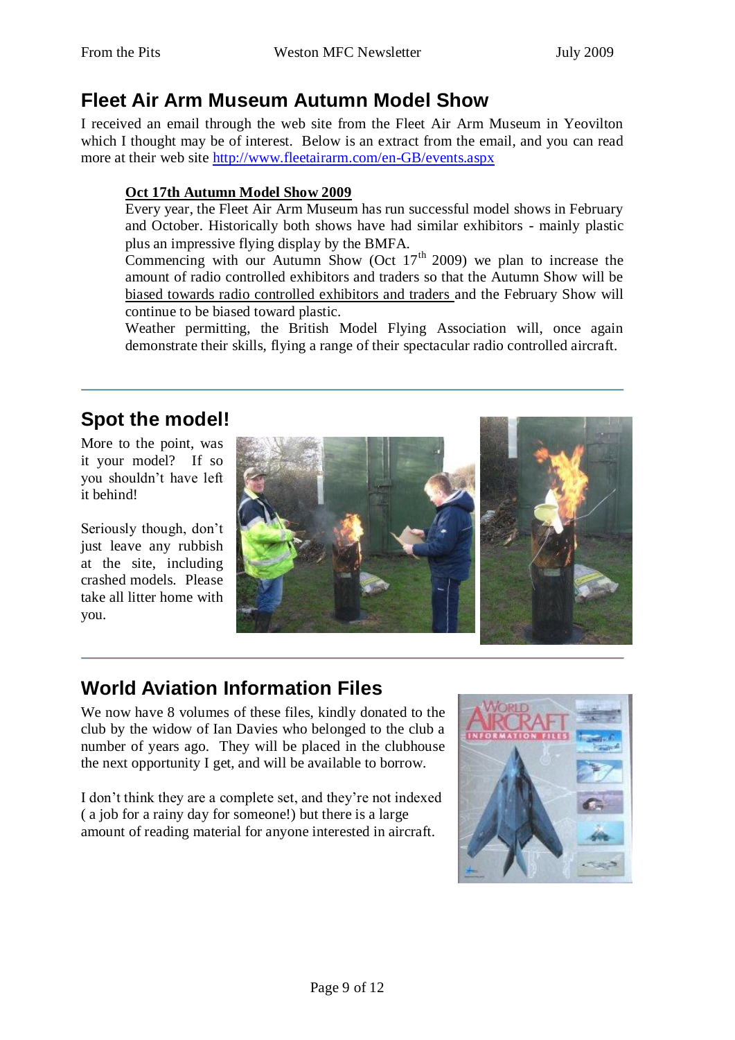## Fleet Air Arm Museum Autumn Model Show

I received an email through the web site from the Fleet Air Arm Museum in Yeovilton which I thought may be of interest. Below is an extract from the email, and you can read more at their web site http://www.fleetairarm.com/en-GB/events.aspx

> **Oct 17th Autumn Model Show 2009**
>
> Every year, the Fleet Air Arm Museum has run successful model shows in February and October. Historically both shows have had similar exhibitors - mainly plastic plus an impressive flying display by the BMFA.
>
> Commencing with our Autumn Show (Oct 17th 2009) we plan to increase the amount of radio controlled exhibitors and traders so that the Autumn Show will be biased towards radio controlled exhibitors and traders and the February Show will continue to be biased toward plastic.
>
> Weather permitting, the British Model Flying Association will, once again demonstrate their skills, flying a range of their spectacular radio controlled aircraft.

## Spot the model!

More to the point, was it your model? If so you shouldn't have left it behind!

Seriously though, don't just leave any rubbish at the site, including crashed models. Please take all litter home with you.

## World Aviation Information Files

We now have 8 volumes of these files, kindly donated to the club by the widow of Ian Davies who belonged to the club a number of years ago. They will be placed in the clubhouse the next opportunity I get, and will be available to borrow.

I don't think they are a complete set, and they're not indexed ( a job for a rainy day for someone!) but there is a large amount of reading material for anyone interested in aircraft.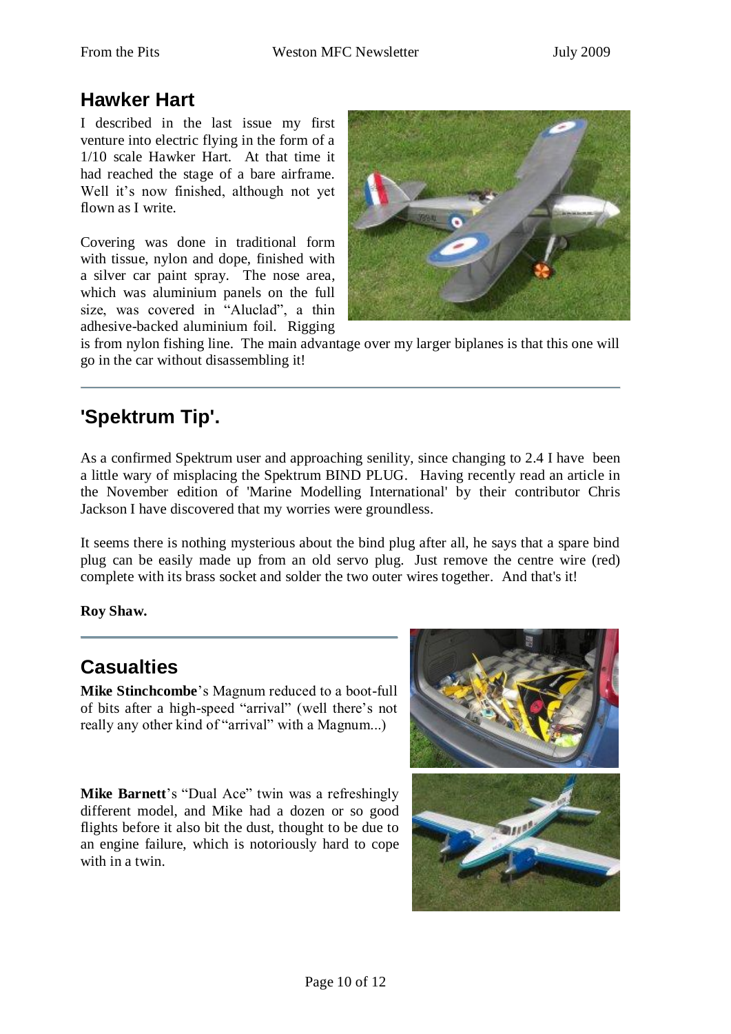## Hawker Hart

I described in the last issue my first venture into electric flying in the form of a 1/10 scale Hawker Hart. At that time it had reached the stage of a bare airframe. Well it's now finished, although not yet flown as I write.

Covering was done in traditional form with tissue, nylon and dope, finished with a silver car paint spray. The nose area, which was aluminium panels on the full size, was covered in "Aluclad", a thin adhesive-backed aluminium foil. Rigging is from nylon fishing line. The main advantage over my larger biplanes is that this one will go in the car without disassembling it!

---

## 'Spektrum Tip'.

As a confirmed Spektrum user and approaching senility, since changing to 2.4 I have been a little wary of misplacing the Spektrum BIND PLUG. Having recently read an article in the November edition of 'Marine Modelling International' by their contributor Chris Jackson I have discovered that my worries were groundless.

It seems there is nothing mysterious about the bind plug after all, he says that a spare bind plug can be easily made up from an old servo plug. Just remove the centre wire (red) complete with its brass socket and solder the two outer wires together. And that's it!

**Roy Shaw.**

---

## Casualties

**Mike Stinchcombe**'s Magnum reduced to a boot-full of bits after a high-speed "arrival" (well there's not really any other kind of "arrival" with a Magnum...)

**Mike Barnett**'s "Dual Ace" twin was a refreshingly different model, and Mike had a dozen or so good flights before it also bit the dust, thought to be due to an engine failure, which is notoriously hard to cope with in a twin.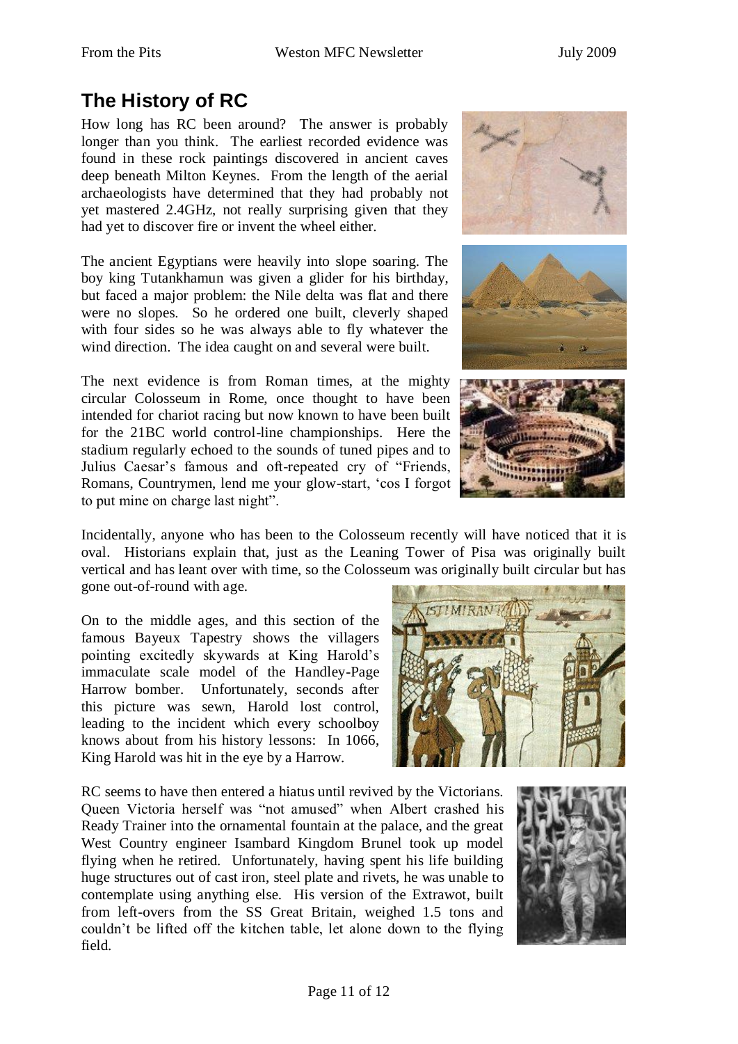## The History of RC

How long has RC been around? The answer is probably longer than you think. The earliest recorded evidence was found in these rock paintings discovered in ancient caves deep beneath Milton Keynes. From the length of the aerial archaeologists have determined that they had probably not yet mastered 2.4GHz, not really surprising given that they had yet to discover fire or invent the wheel either.

The ancient Egyptians were heavily into slope soaring. The boy king Tutankhamun was given a glider for his birthday, but faced a major problem: the Nile delta was flat and there were no slopes. So he ordered one built, cleverly shaped with four sides so he was always able to fly whatever the wind direction. The idea caught on and several were built.

The next evidence is from Roman times, at the mighty circular Colosseum in Rome, once thought to have been intended for chariot racing but now known to have been built for the 21BC world control-line championships. Here the stadium regularly echoed to the sounds of tuned pipes and to Julius Caesar's famous and oft-repeated cry of "Friends, Romans, Countrymen, lend me your glow-start, 'cos I forgot to put mine on charge last night".

Incidentally, anyone who has been to the Colosseum recently will have noticed that it is oval. Historians explain that, just as the Leaning Tower of Pisa was originally built vertical and has leant over with time, so the Colosseum was originally built circular but has gone out-of-round with age.

On to the middle ages, and this section of the famous Bayeux Tapestry shows the villagers pointing excitedly skywards at King Harold's immaculate scale model of the Handley-Page Harrow bomber. Unfortunately, seconds after this picture was sewn, Harold lost control, leading to the incident which every schoolboy knows about from his history lessons: In 1066, King Harold was hit in the eye by a Harrow.

RC seems to have then entered a hiatus until revived by the Victorians. Queen Victoria herself was "not amused" when Albert crashed his Ready Trainer into the ornamental fountain at the palace, and the great West Country engineer Isambard Kingdom Brunel took up model flying when he retired. Unfortunately, having spent his life building huge structures out of cast iron, steel plate and rivets, he was unable to contemplate using anything else. His version of the Extrawot, built from left-overs from the SS Great Britain, weighed 1.5 tons and couldn't be lifted off the kitchen table, let alone down to the flying field.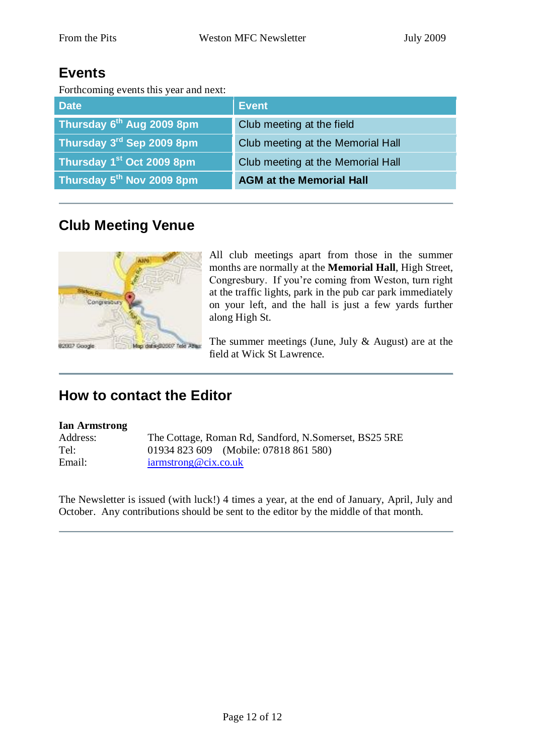## Events

Forthcoming events this year and next:

| Date | Event |
|---|---|
| Thursday 6th Aug 2009 8pm | Club meeting at the field |
| Thursday 3rd Sep 2009 8pm | Club meeting at the Memorial Hall |
| Thursday 1st Oct 2009 8pm | Club meeting at the Memorial Hall |
| Thursday 5th Nov 2009 8pm | **AGM at the Memorial Hall** |

---

## Club Meeting Venue

All club meetings apart from those in the summer months are normally at the **Memorial Hall**, High Street, Congresbury. If you're coming from Weston, turn right at the traffic lights, park in the pub car park immediately on your left, and the hall is just a few yards further along High St.

The summer meetings (June, July & August) are at the field at Wick St Lawrence.

---

## How to contact the Editor

**Ian Armstrong**

| | |
|---|---|
| Address: | The Cottage, Roman Rd, Sandford, N.Somerset, BS25 5RE |
| Tel: | 01934 823 609 (Mobile: 07818 861 580) |
| Email: | iarmstrong@cix.co.uk |

The Newsletter is issued (with luck!) 4 times a year, at the end of January, April, July and October. Any contributions should be sent to the editor by the middle of that month.